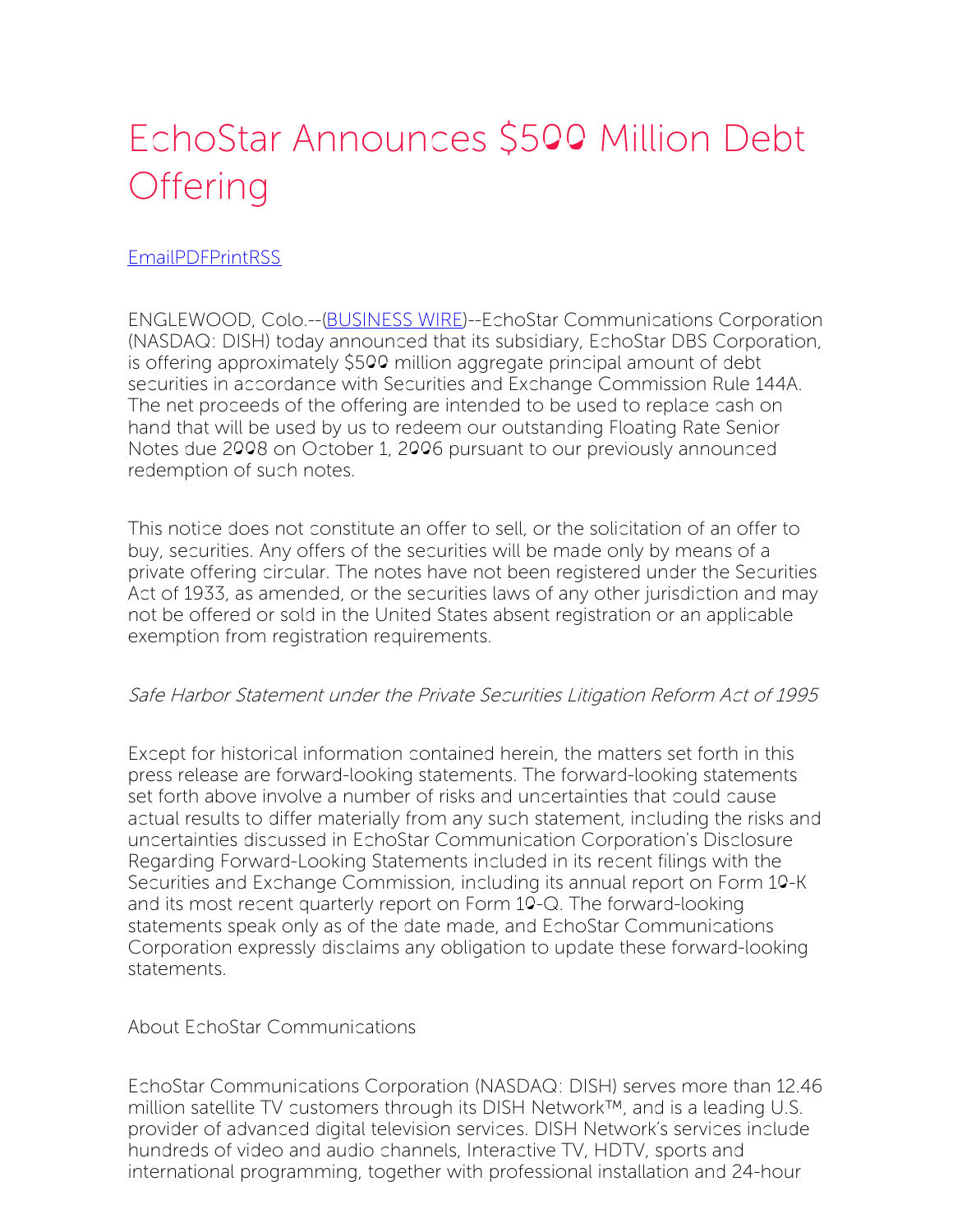# EchoStar Announces $500 Million Debt Offering

EmailPDFPrintRSS

ENGLEWOOD, Colo.--(BUSINESS WIRE)--EchoStar Communications Corporation (NASDAQ: DISH) today announced that its subsidiary, EchoStar DBS Corporation, is offering approximately $500 million aggregate principal amount of debt securities in accordance with Securities and Exchange Commission Rule 144A. The net proceeds of the offering are intended to be used to replace cash on hand that will be used by us to redeem our outstanding Floating Rate Senior Notes due 2008 on October 1, 2006 pursuant to our previously announced redemption of such notes.

This notice does not constitute an offer to sell, or the solicitation of an offer to buy, securities. Any offers of the securities will be made only by means of a private offering circular. The notes have not been registered under the Securities Act of 1933, as amended, or the securities laws of any other jurisdiction and may not be offered or sold in the United States absent registration or an applicable exemption from registration requirements.

*Safe Harbor Statement under the Private Securities Litigation Reform Act of 1995*

Except for historical information contained herein, the matters set forth in this press release are forward-looking statements. The forward-looking statements set forth above involve a number of risks and uncertainties that could cause actual results to differ materially from any such statement, including the risks and uncertainties discussed in EchoStar Communication Corporation's Disclosure Regarding Forward-Looking Statements included in its recent filings with the Securities and Exchange Commission, including its annual report on Form 10-K and its most recent quarterly report on Form 10-Q. The forward-looking statements speak only as of the date made, and EchoStar Communications Corporation expressly disclaims any obligation to update these forward-looking statements.

About EchoStar Communications

EchoStar Communications Corporation (NASDAQ: DISH) serves more than 12.46 million satellite TV customers through its DISH Network™, and is a leading U.S. provider of advanced digital television services. DISH Network's services include hundreds of video and audio channels, Interactive TV, HDTV, sports and international programming, together with professional installation and 24-hour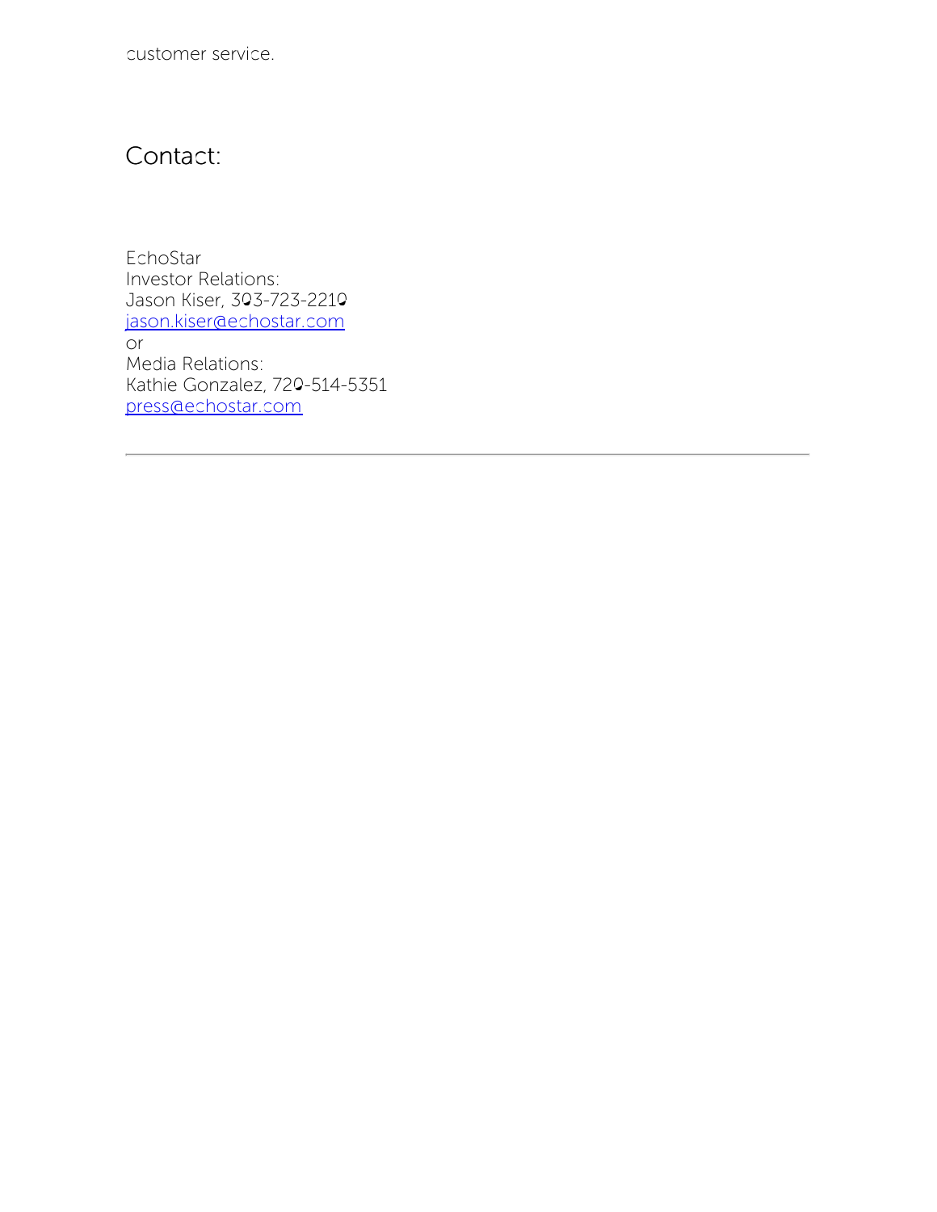customer service.

## Contact:

EchoStar
Investor Relations:
Jason Kiser, 303-723-2210
[jason.kiser@echostar.com](mailto:jason.kiser@echostar.com)
or
Media Relations:
Kathie Gonzalez, 720-514-5351
[press@echostar.com](mailto:press@echostar.com)

---